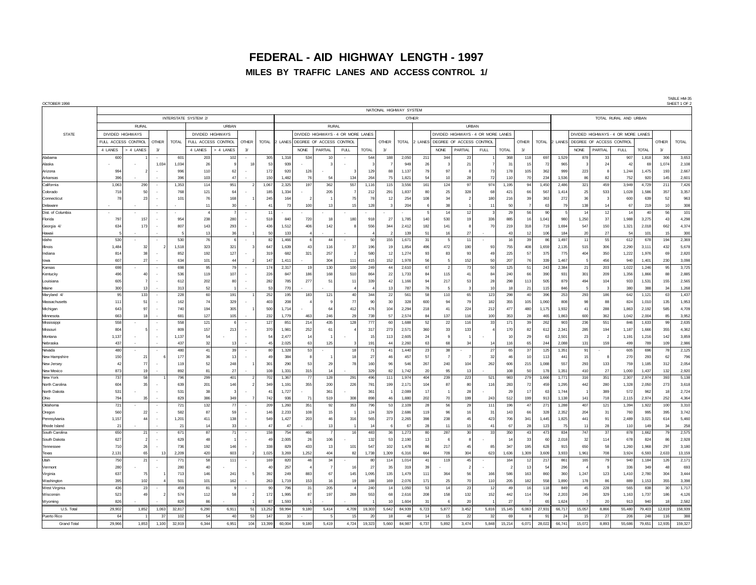# FEDERAL - AID HIGHWAY LENGTH - 1997

## MILES BY TRAFFIC LANES AND ACCESS CONTROL 1/

OCTOBER 1998

TABLE HM-35
SHEET 1 OF 2

| STATE | NATIONAL HIGHWAY SYSTEM | | | | | | | | | | | | | | | | | | | | | | | | | | | | |
|---|---|---|---|---|---|---|---|---|---|---|---|---|---|---|---|---|---|---|---|---|---|---|---|---|---|---|---|---|---|
| | INTERSTATE SYSTEM 2/ | | | | | | | | OTHER | | | | | | | | | | | | | | TOTAL RURAL AND URBAN | | | | | | |
| | RURAL | | | | URBAN | | | | RURAL | | | | | | | URBAN | | | | | | | | | | | | | |
| | DIVIDED HIGHWAYS | | | | DIVIDED HIGHWAYS | | | | | DIVIDED HIGHWAYS - 4 OR MORE LANES | | | | | | | DIVIDED HIGHWAYS - 4 OR MORE LANES | | | | | | | DIVIDED HIGHWAYS - 4 OR MORE LANES | | | | | |
| | FULL ACCESS CONTROL | | OTHER | TOTAL | FULL ACCESS CONTROL | | OTHER | TOTAL | 2 LANES | DEGREE OF ACCESS CONTROL | | | | OTHER | TOTAL | 2 LANES | DEGREE OF ACCESS CONTROL | | | | OTHER | TOTAL | 2 LANES | DEGREE OF ACCESS CONTROL | | | | OTHER | TOTAL |
| | 4 LANES | > 4 LANES | 3/ | | 4 LANES | > 4 LANES | 3/ | | | NONE | PARTIAL | FULL | TOTAL | 3/ | | | NONE | PARTIAL | FULL | TOTAL | 3/ | | | NONE | PARTIAL | FULL | TOTAL | 3/ | |
| Alabama | 600 | 1 | - | 601 | 203 | 102 | - | 305 | 1,318 | 534 | 10 | - | 544 | 188 | 2,050 | 211 | 344 | 23 | 1 | 368 | 118 | 697 | 1,529 | 878 | 33 | 907 | 1,818 | 306 | 3,653 |
| Alaska | - | - | 1,034 | 1,034 | 26 | 9 | 18 | 53 | 939 | - | 3 | - | 3 | 7 | 949 | 26 | 3 | 21 | 7 | 31 | 15 | 72 | 965 | 3 | 24 | 42 | 69 | 1,074 | 2,108 |
| Arizona | 994 | 2 | - | 996 | 110 | 62 | - | 172 | 920 | 126 | - | 3 | 129 | 88 | 1,137 | 79 | 97 | 8 | 73 | 178 | 105 | 362 | 999 | 223 | 8 | 1,244 | 1,475 | 193 | 2,667 |
| Arkansas | 396 | - | - | 396 | 103 | 47 | - | 150 | 1,482 | 76 | 54 | 134 | 264 | 75 | 1,821 | 54 | 10 | 28 | 72 | 110 | 70 | 234 | 1,536 | 86 | 82 | 752 | 920 | 145 | 2,601 |
| California | 1,063 | 290 | - | 1,353 | 114 | 951 | 2 | 1,067 | 2,325 | 197 | 362 | 557 | 1,116 | 115 | 3,556 | 161 | 124 | 97 | 974 | 1,195 | 94 | 1,450 | 2,486 | 321 | 459 | 3,949 | 4,729 | 211 | 7,426 |
| Colorado | 718 | 50 | - | 768 | 121 | 64 | - | 185 | 1,334 | - | 205 | 7 | 212 | 291 | 1,837 | 80 | 25 | 328 | 68 | 421 | 66 | 567 | 1,414 | 25 | 533 | 1,028 | 1,586 | 357 | 3,357 |
| Connecticut | 78 | 23 | - | 101 | 76 | 168 | 1 | 245 | 164 | 2 | 1 | 75 | 78 | 12 | 254 | 108 | 34 | 2 | 180 | 216 | 39 | 363 | 272 | 36 | 3 | 600 | 639 | 52 | 963 |
| Delaware | - | - | - | - | 11 | 30 | - | 41 | 73 | 100 | 13 | 15 | 128 | 3 | 204 | 6 | 38 | 1 | 11 | 50 | 7 | 63 | 79 | 138 | 14 | 67 | 219 | 10 | 308 |
| Dist. of Columbia | - | - | - | - | 4 | 7 | - | 11 | - | - | - | - | - | - | - | 5 | 14 | 12 | 3 | 29 | 56 | 90 | 5 | 14 | 12 | 14 | 40 | 56 | 101 |
| Florida | 797 | 157 | - | 954 | 238 | 280 | - | 518 | 840 | 720 | 18 | 180 | 918 | 27 | 1,785 | 140 | 530 | 19 | 336 | 885 | 16 | 1,041 | 980 | 1,250 | 37 | 1,988 | 3,275 | 43 | 4,298 |
| Georgia 4/ | 634 | 173 | - | 807 | 143 | 293 | - | 436 | 1,512 | 406 | 142 | 8 | 556 | 344 | 2,412 | 182 | 141 | 8 | 70 | 219 | 318 | 719 | 1,694 | 547 | 150 | 1,321 | 2,018 | 662 | 4,374 |
| Hawaii | 5 | - | - | 5 | 13 | 36 | 1 | 50 | 133 | 4 | - | - | 4 | 2 | 139 | 51 | 16 | 27 | - | 43 | 12 | 106 | 184 | 20 | 27 | 54 | 101 | 15 | 300 |
| Idaho | 530 | - | - | 530 | 76 | 6 | - | 82 | 1,466 | 6 | 44 | - | 50 | 155 | 1,671 | 31 | 5 | 11 | - | 16 | 39 | 86 | 1,497 | 11 | 55 | 612 | 678 | 194 | 2,369 |
| Illinois | 1,484 | 32 | 2 | 1,518 | 323 | 321 | 3 | 647 | 1,639 | 43 | 116 | 37 | 196 | 19 | 1,854 | 496 | 472 | 190 | 93 | 755 | 408 | 1,659 | 2,135 | 515 | 306 | 2,290 | 3,111 | 432 | 5,678 |
| Indiana | 814 | 38 | - | 852 | 192 | 127 | - | 319 | 682 | 321 | 257 | 2 | 580 | 12 | 1,274 | 93 | 83 | 93 | 49 | 225 | 57 | 375 | 775 | 404 | 350 | 1,222 | 1,976 | 69 | 2,820 |
| Iowa | 607 | 27 | - | 634 | 101 | 44 | 2 | 147 | 1,411 | - | 304 | 111 | 415 | 152 | 1,978 | 56 | 5 | 152 | 50 | 207 | 76 | 339 | 1,467 | 5 | 456 | 940 | 1,401 | 230 | 3,098 |
| Kansas | 698 | - | - | 698 | 95 | 79 | - | 174 | 2,317 | 19 | 130 | 100 | 249 | 44 | 2,610 | 67 | 2 | 73 | 50 | 125 | 51 | 243 | 2,384 | 21 | 203 | 1,022 | 1,246 | 95 | 3,725 |
| Kentucky | 496 | 40 | - | 536 | 119 | 107 | - | 226 | 847 | 186 | 168 | 510 | 864 | 22 | 1,733 | 84 | 115 | 41 | 84 | 240 | 66 | 390 | 931 | 301 | 209 | 1,356 | 1,866 | 88 | 2,885 |
| Louisiana | 605 | 7 | - | 612 | 202 | 80 | - | 282 | 785 | 277 | 51 | 11 | 339 | 42 | 1,166 | 94 | 217 | 53 | 28 | 298 | 113 | 505 | 879 | 494 | 104 | 933 | 1,531 | 155 | 2,565 |
| Maine | 300 | 13 | - | 313 | 52 | 1 | - | 53 | 770 | - | - | 4 | 4 | 13 | 787 | 76 | 5 | 3 | 10 | 18 | 21 | 115 | 846 | 5 | 3 | 380 | 388 | 34 | 1,268 |
| Maryland 4/ | 95 | 133 | - | 228 | 60 | 191 | 1 | 252 | 195 | 183 | 121 | 40 | 344 | 22 | 561 | 58 | 110 | 65 | 123 | 298 | 40 | 396 | 253 | 293 | 186 | 642 | 1,121 | 63 | 1,437 |
| Massachusetts | 111 | 51 | - | 162 | 74 | 329 | - | 403 | 208 | 4 | 9 | 77 | 90 | 30 | 328 | 600 | 94 | 79 | 182 | 355 | 105 | 1,060 | 808 | 98 | 88 | 824 | 1,010 | 135 | 1,953 |
| Michigan | 643 | 97 | - | 740 | 194 | 305 | 1 | 500 | 1,714 | - | 64 | 412 | 476 | 104 | 2,294 | 218 | 41 | 224 | 212 | 477 | 480 | 1,175 | 1,932 | 41 | 288 | 1,863 | 2,192 | 585 | 4,709 |
| Minnesota | 663 | 18 | - | 681 | 127 | 105 | - | 232 | 1,779 | 463 | 246 | 29 | 738 | 57 | 2,574 | 84 | 137 | 116 | 100 | 353 | 28 | 465 | 1,863 | 600 | 362 | 1,042 | 2,004 | 85 | 3,952 |
| Mississippi | 558 | - | - | 558 | 121 | 6 | - | 127 | 851 | 214 | 435 | 128 | 777 | 60 | 1,688 | 52 | 22 | 116 | 33 | 171 | 39 | 262 | 903 | 236 | 551 | 846 | 1,633 | 99 | 2,635 |
| Missouri | 804 | 5 | - | 809 | 157 | 213 | - | 370 | 1,981 | 252 | 61 | 4 | 317 | 273 | 2,571 | 360 | 33 | 133 | 4 | 170 | 82 | 612 | 2,341 | 285 | 194 | 1,187 | 1,666 | 355 | 4,362 |
| Montana | 1,137 | - | - | 1,137 | 54 | - | - | 54 | 2,477 | 14 | 1 | - | 15 | 113 | 2,605 | 24 | 9 | 1 | - | 10 | 29 | 63 | 2,501 | 23 | 2 | 1,191 | 1,216 | 142 | 3,859 |
| Nebraska | 437 | - | - | 437 | 32 | 13 | - | 45 | 2,025 | 63 | 125 | 3 | 191 | 44 | 2,260 | 63 | 68 | 34 | 14 | 116 | 65 | 244 | 2,088 | 131 | 159 | 499 | 789 | 109 | 2,986 |
| Nevada | 480 | - | - | 480 | 41 | 39 | - | 80 | 1,328 | 53 | - | 18 | 71 | 41 | 1,440 | 23 | 38 | - | 27 | 65 | 37 | 125 | 1,351 | 91 | - | 605 | 696 | 78 | 2,125 |
| New Hampshire | 150 | 21 | 6 | 177 | 36 | 13 | - | 49 | 384 | 8 | 1 | 18 | 27 | 46 | 457 | 57 | 7 | 7 | 32 | 46 | 10 | 113 | 441 | 15 | 8 | 270 | 293 | 62 | 796 |
| New Jersey | 42 | 77 | - | 119 | 52 | 248 | 1 | 301 | 290 | 53 | 29 | 78 | 160 | 96 | 546 | 267 | 240 | 104 | 262 | 606 | 215 | 1,088 | 557 | 293 | 133 | 759 | 1,185 | 312 | 2,054 |
| New Mexico | 873 | 19 | - | 892 | 81 | 27 | - | 108 | 1,331 | 315 | 14 | - | 329 | 82 | 1,742 | 20 | 95 | 13 | - | 108 | 50 | 178 | 1,351 | 410 | 27 | 1,000 | 1,437 | 132 | 2,920 |
| New York | 737 | 58 | 1 | 796 | 299 | 401 | 2 | 702 | 1,367 | 77 | 128 | 291 | 496 | 111 | 1,974 | 404 | 239 | 223 | 521 | 983 | 279 | 1,666 | 1,771 | 316 | 351 | 2,307 | 2,974 | 393 | 5,138 |
| North Carolina | 604 | 35 | - | 639 | 201 | 146 | 2 | 349 | 1,191 | 355 | 200 | 226 | 781 | 199 | 2,171 | 104 | 87 | 80 | 116 | 283 | 72 | 459 | 1,295 | 442 | 280 | 1,328 | 2,050 | 273 | 3,618 |
| North Dakota | 531 | - | - | 531 | 38 | 3 | - | 41 | 1,727 | - | 361 | - | 361 | 1 | 2,089 | 17 | 1 | 28 | - | 29 | 17 | 63 | 1,744 | 1 | 389 | 572 | 962 | 18 | 2,724 |
| Ohio | 794 | 35 | - | 829 | 386 | 349 | 7 | 742 | 936 | 71 | 519 | 308 | 898 | 46 | 1,880 | 202 | 70 | 199 | 243 | 512 | 199 | 913 | 1,138 | 141 | 718 | 2,115 | 2,974 | 252 | 4,364 |
| Oklahoma | 721 | - | - | 721 | 132 | 77 | - | 209 | 1,260 | 351 | 92 | 353 | 796 | 53 | 2,109 | 28 | 56 | 29 | 111 | 196 | 47 | 271 | 1,288 | 407 | 121 | 1,394 | 1,922 | 100 | 3,310 |
| Oregon | 560 | 22 | - | 582 | 87 | 59 | - | 146 | 2,233 | 108 | 15 | 1 | 124 | 329 | 2,686 | 119 | 96 | 16 | 31 | 143 | 66 | 328 | 2,352 | 204 | 31 | 760 | 995 | 395 | 3,742 |
| Pennsylvania | 1,157 | 44 | - | 1,201 | 411 | 138 | - | 549 | 1,427 | 203 | 46 | 316 | 565 | 273 | 2,265 | 398 | 238 | 45 | 423 | 706 | 341 | 1,445 | 1,825 | 441 | 91 | 2,489 | 3,021 | 614 | 5,460 |
| Rhode Island | 21 | - | - | 21 | 14 | 33 | - | 47 | 47 | - | 13 | 1 | 14 | 6 | 67 | 28 | 11 | 15 | 41 | 67 | 28 | 123 | 75 | 11 | 28 | 110 | 149 | 34 | 258 |
| South Carolina | 650 | 21 | - | 671 | 87 | 71 | - | 158 | 754 | 460 | 7 | 16 | 483 | 36 | 1,273 | 80 | 287 | 30 | 33 | 350 | 43 | 473 | 834 | 747 | 37 | 878 | 1,662 | 79 | 2,575 |
| South Dakota | 627 | 2 | - | 629 | 48 | 1 | - | 49 | 2,005 | 26 | 106 | - | 132 | 53 | 2,190 | 13 | 6 | 8 | - | 14 | 33 | 60 | 2,018 | 32 | 114 | 678 | 824 | 86 | 2,928 |
| Tennessee | 710 | 26 | - | 736 | 192 | 146 | - | 338 | 829 | 433 | 13 | 101 | 547 | 102 | 1,478 | 86 | 217 | 45 | 85 | 347 | 195 | 628 | 915 | 650 | 58 | 1,260 | 1,968 | 297 | 3,180 |
| Texas | 2,131 | 65 | 13 | 2,209 | 420 | 603 | 2 | 1,025 | 3,269 | 1,252 | 404 | 82 | 1,738 | 1,309 | 6,316 | 664 | 709 | 304 | 623 | 1,636 | 1,309 | 3,609 | 3,933 | 1,961 | 708 | 3,924 | 6,593 | 2,633 | 13,159 |
| Utah | 750 | 21 | - | 771 | 58 | 111 | - | 169 | 820 | 46 | 34 | - | 80 | 114 | 1,014 | 41 | 119 | 45 | - | 164 | 12 | 217 | 861 | 165 | 79 | 940 | 1,184 | 126 | 2,171 |
| Vermont | 280 | - | - | 280 | 40 | - | - | 40 | 257 | 4 | 7 | 16 | 27 | 35 | 319 | 39 | - | 2 | - | 2 | 13 | 54 | 296 | 4 | 9 | 336 | 349 | 48 | 693 |
| Virginia | 637 | 75 | 1 | 713 | 146 | 241 | 5 | 392 | 249 | 883 | 67 | 145 | 1,095 | 135 | 1,479 | 111 | 364 | 56 | 166 | 586 | 163 | 860 | 360 | 1,247 | 123 | 1,410 | 2,780 | 304 | 3,444 |
| Washington | 395 | 102 | 4 | 501 | 101 | 162 | - | 263 | 1,719 | 153 | 16 | 19 | 188 | 169 | 2,076 | 171 | 25 | 70 | 110 | 205 | 182 | 558 | 1,890 | 178 | 86 | 889 | 1,153 | 355 | 3,398 |
| West Virginia | 436 | 23 | - | 459 | 81 | 9 | - | 90 | 796 | 31 | 205 | 4 | 240 | 14 | 1,050 | 53 | 14 | 23 | 12 | 49 | 16 | 118 | 849 | 45 | 228 | 565 | 838 | 30 | 1,717 |
| Wisconsin | 523 | 49 | 2 | 574 | 112 | 58 | 2 | 172 | 1,995 | 87 | 197 | 269 | 553 | 68 | 2,616 | 208 | 158 | 132 | 152 | 442 | 114 | 764 | 2,203 | 245 | 329 | 1,163 | 1,737 | 186 | 4,126 |
| Wyoming | 826 | - | - | 826 | 86 | - | 1 | 87 | 1,593 | 1 | - | - | 1 | 10 | 1,604 | 31 | 6 | 20 | 1 | 27 | 7 | 65 | 1,624 | 7 | 20 | 913 | 940 | 18 | 2,582 |
| U.S. Total | 29,902 | 1,852 | 1,063 | 32,817 | 6,290 | 6,911 | 51 | 13,252 | 59,994 | 9,180 | 5,414 | 4,709 | 19,303 | 5,642 | 84,939 | 6,723 | 5,877 | 3,452 | 5,816 | 15,145 | 6,063 | 27,931 | 66,717 | 15,057 | 8,866 | 55,480 | 79,403 | 12,819 | 158,939 |
| Puerto Rico | 64 | 1 | 37 | 102 | 54 | 40 | 53 | 147 | 10 | - | 5 | 15 | 20 | 18 | 48 | 14 | 15 | 22 | 32 | 69 | 8 | 91 | 24 | 15 | 27 | 206 | 248 | 116 | 388 |
| Grand Total | 29,966 | 1,853 | 1,100 | 32,919 | 6,344 | 6,951 | 104 | 13,399 | 60,004 | 9,180 | 5,419 | 4,724 | 19,323 | 5,660 | 84,987 | 6,737 | 5,892 | 3,474 | 5,848 | 15,214 | 6,071 | 28,022 | 66,741 | 15,072 | 8,893 | 55,686 | 79,651 | 12,935 | 159,327 |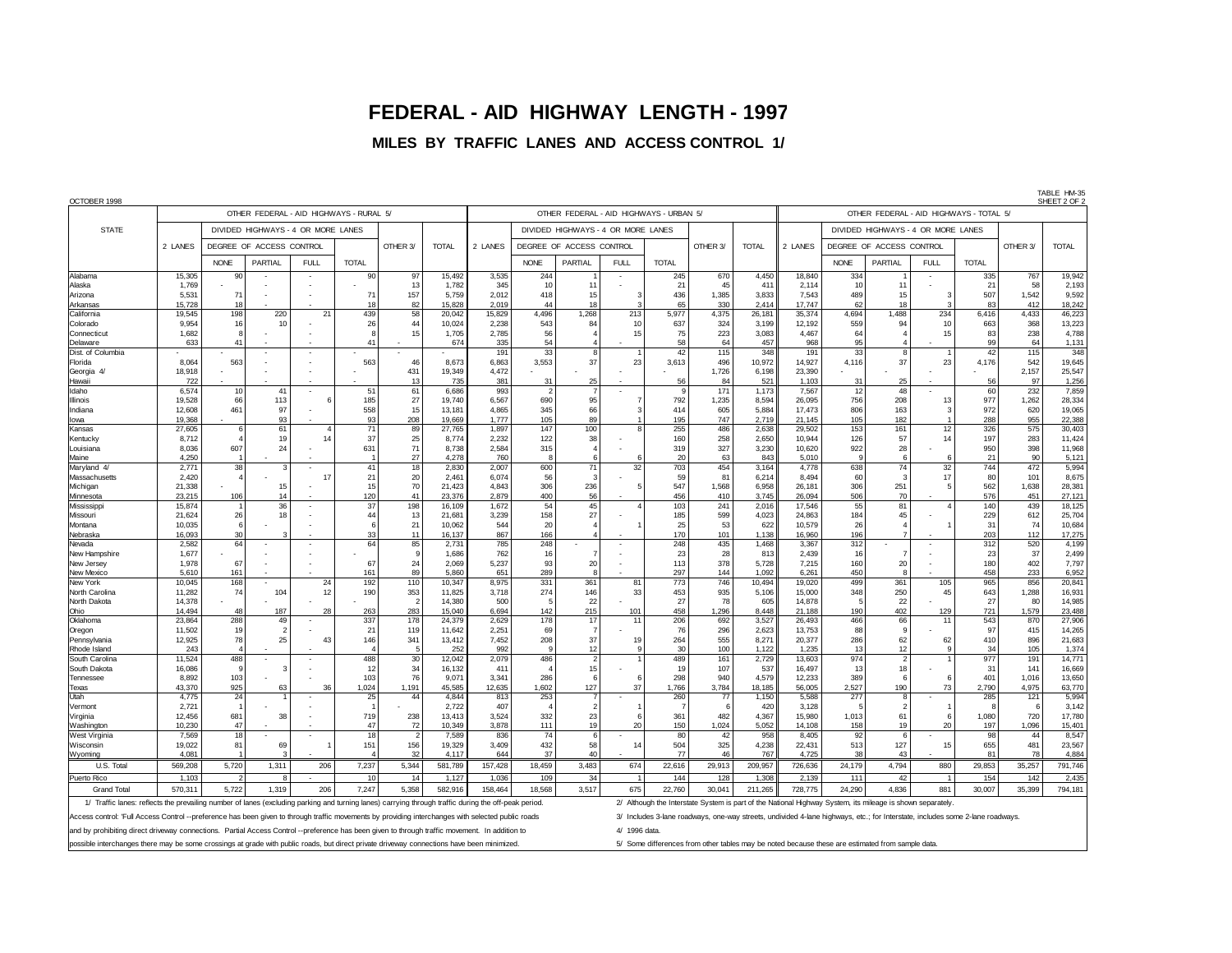# FEDERAL - AID HIGHWAY LENGTH - 1997

## MILES BY TRAFFIC LANES AND ACCESS CONTROL 1/

OCTOBER 1998

TABLE HM-35
SHEET 2 OF 2

| STATE | OTHER FEDERAL - AID HIGHWAYS - RURAL 5/ | | | | | | | OTHER FEDERAL - AID HIGHWAYS - URBAN 5/ | | | | | | | OTHER FEDERAL - AID HIGHWAYS - TOTAL 5/ | | | | | | |
|---|---|---|---|---|---|---|---|---|---|---|---|---|---|---|---|---|---|---|---|---|---|
| | 2 LANES | DIVIDED HIGHWAYS - 4 OR MORE LANES | | | | OTHER 3/ | TOTAL | 2 LANES | DIVIDED HIGHWAYS - 4 OR MORE LANES | | | | OTHER 3/ | TOTAL | 2 LANES | DIVIDED HIGHWAYS - 4 OR MORE LANES | | | | OTHER 3/ | TOTAL |
| | | DEGREE OF ACCESS CONTROL | | | | | | | DEGREE OF ACCESS CONTROL | | | | | | | DEGREE OF ACCESS CONTROL | | | | | |
| | | NONE | PARTIAL | FULL | TOTAL | | | | NONE | PARTIAL | FULL | TOTAL | | | | NONE | PARTIAL | FULL | TOTAL | | |
| Alabama | 15,305 | 90 | - | - | 90 | 97 | 15,492 | 3,535 | 244 | 1 | - | 245 | 670 | 4,450 | 18,840 | 334 | 1 | - | 335 | 767 | 19,942 |
| Alaska | 1,769 | - | - | - | - | 13 | 1,782 | 345 | 10 | 11 | - | 21 | 45 | 411 | 2,114 | 10 | 11 | - | 21 | 58 | 2,193 |
| Arizona | 5,531 | 71 | - | - | 71 | 157 | 5,759 | 2,012 | 418 | 15 | 3 | 436 | 1,385 | 3,833 | 7,543 | 489 | 15 | 3 | 507 | 1,542 | 9,592 |
| Arkansas | 15,728 | 18 | - | - | 18 | 82 | 15,828 | 2,019 | 44 | 18 | 3 | 65 | 330 | 2,414 | 17,747 | 62 | 18 | 3 | 83 | 412 | 18,242 |
| California | 19,545 | 198 | 220 | 21 | 439 | 58 | 20,042 | 15,829 | 4,496 | 1,268 | 213 | 5,977 | 4,375 | 26,181 | 35,374 | 4,694 | 1,488 | 234 | 6,416 | 4,433 | 46,223 |
| Colorado | 9,954 | 16 | 10 | - | 26 | 44 | 10,024 | 2,238 | 543 | 84 | 10 | 637 | 324 | 3,199 | 12,192 | 559 | 94 | 10 | 663 | 368 | 13,223 |
| Connecticut | 1,682 | 8 | - | - | 8 | 15 | 1,705 | 2,785 | 56 | 4 | 15 | 75 | 223 | 3,083 | 4,467 | 64 | 4 | 15 | 83 | 238 | 4,788 |
| Delaware | 633 | 41 | - | - | 41 | - | 674 | 335 | 54 | 4 | - | 58 | 64 | 457 | 968 | 95 | 4 | - | 99 | 64 | 1,131 |
| Dist. of Columbia | - | - | - | - | - | - | - | 191 | 33 | 8 | 1 | 42 | 115 | 348 | 191 | 33 | 8 | 1 | 42 | 115 | 348 |
| Florida | 8,064 | 563 | - | - | 563 | 46 | 8,673 | 6,863 | 3,553 | 37 | 23 | 3,613 | 496 | 10,972 | 14,927 | 4,116 | 37 | 23 | 4,176 | 542 | 19,645 |
| Georgia 4/ | 18,918 | - | - | - | - | 431 | 19,349 | 4,472 | - | - | - | - | 1,726 | 6,198 | 23,390 | - | - | - | - | 2,157 | 25,547 |
| Hawaii | 722 | - | - | - | - | 13 | 735 | 381 | 31 | 25 | - | 56 | 84 | 521 | 1,103 | 31 | 25 | - | 56 | 97 | 1,256 |
| Idaho | 6,574 | 10 | 41 | - | 51 | 61 | 6,686 | 993 | 2 | 7 | - | 9 | 171 | 1,173 | 7,567 | 12 | 48 | - | 60 | 232 | 7,859 |
| Illinois | 19,528 | 66 | 113 | 6 | 185 | 27 | 19,740 | 6,567 | 690 | 95 | 7 | 792 | 1,235 | 8,594 | 26,095 | 756 | 208 | 13 | 977 | 1,262 | 28,334 |
| Indiana | 12,608 | 461 | 97 | - | 558 | 15 | 13,181 | 4,865 | 345 | 66 | 3 | 414 | 605 | 5,884 | 17,473 | 806 | 163 | 3 | 972 | 620 | 19,065 |
| Iowa | 19,368 | - | 93 | - | 93 | 208 | 19,669 | 1,777 | 105 | 89 | 1 | 195 | 747 | 2,719 | 21,145 | 105 | 182 | 1 | 288 | 955 | 22,388 |
| Kansas | 27,605 | 6 | 61 | 4 | 71 | 89 | 27,765 | 1,897 | 147 | 100 | 8 | 255 | 486 | 2,638 | 29,502 | 153 | 161 | 12 | 326 | 575 | 30,403 |
| Kentucky | 8,712 | 4 | 19 | 14 | 37 | 25 | 8,774 | 2,232 | 122 | 38 | - | 160 | 258 | 2,650 | 10,944 | 126 | 57 | 14 | 197 | 283 | 11,424 |
| Louisiana | 8,036 | 607 | 24 | - | 631 | 71 | 8,738 | 2,584 | 315 | 4 | - | 319 | 327 | 3,230 | 10,620 | 922 | 28 | - | 950 | 398 | 11,968 |
| Maine | 4,250 | 1 | - | - | 1 | 27 | 4,278 | 760 | 8 | 6 | 6 | 20 | 63 | 843 | 5,010 | 9 | 6 | 6 | 21 | 90 | 5,121 |
| Maryland 4/ | 2,771 | 38 | 3 | - | 41 | 18 | 2,830 | 2,007 | 600 | 71 | 32 | 703 | 454 | 3,164 | 4,778 | 638 | 74 | 32 | 744 | 472 | 5,994 |
| Massachusetts | 2,420 | 4 | - | 17 | 21 | 20 | 2,461 | 6,074 | 56 | 3 | - | 59 | 81 | 6,214 | 8,494 | 60 | 3 | 17 | 80 | 101 | 8,675 |
| Michigan | 21,338 | - | 15 | - | 15 | 70 | 21,423 | 4,843 | 306 | 236 | 5 | 547 | 1,568 | 6,958 | 26,181 | 306 | 251 | 5 | 562 | 1,638 | 28,381 |
| Minnesota | 23,215 | 106 | 14 | - | 120 | 41 | 23,376 | 2,879 | 400 | 56 | - | 456 | 410 | 3,745 | 26,094 | 506 | 70 | - | 576 | 451 | 27,121 |
| Mississippi | 15,874 | 1 | 36 | - | 37 | 198 | 16,109 | 1,672 | 54 | 45 | 4 | 103 | 241 | 2,016 | 17,546 | 55 | 81 | 4 | 140 | 439 | 18,125 |
| Missouri | 21,624 | 26 | 18 | - | 44 | 13 | 21,681 | 3,239 | 158 | 27 | - | 185 | 599 | 4,023 | 24,863 | 184 | 45 | - | 229 | 612 | 25,704 |
| Montana | 10,035 | 6 | - | - | 6 | 21 | 10,062 | 544 | 20 | 4 | 1 | 25 | 53 | 622 | 10,579 | 26 | 4 | 1 | 31 | 74 | 10,684 |
| Nebraska | 16,093 | 30 | 3 | - | 33 | 11 | 16,137 | 867 | 166 | 4 | - | 170 | 101 | 1,138 | 16,960 | 196 | 7 | - | 203 | 112 | 17,275 |
| Nevada | 2,582 | 64 | - | - | 64 | 85 | 2,731 | 785 | 248 | - | - | 248 | 435 | 1,468 | 3,367 | 312 | - | - | 312 | 520 | 4,199 |
| New Hampshire | 1,677 | - | - | - | - | 9 | 1,686 | 762 | 16 | 7 | - | 23 | 28 | 813 | 2,439 | 16 | 7 | - | 23 | 37 | 2,499 |
| New Jersey | 1,978 | 67 | - | - | 67 | 24 | 2,069 | 5,237 | 93 | 20 | - | 113 | 378 | 5,728 | 7,215 | 160 | 20 | - | 180 | 402 | 7,797 |
| New Mexico | 5,610 | 161 | - | - | 161 | 89 | 5,860 | 651 | 289 | 8 | - | 297 | 144 | 1,092 | 6,261 | 450 | 8 | - | 458 | 233 | 6,952 |
| New York | 10,045 | 168 | - | 24 | 192 | 110 | 10,347 | 8,975 | 331 | 361 | 81 | 773 | 746 | 10,494 | 19,020 | 499 | 361 | 105 | 965 | 856 | 20,841 |
| North Carolina | 11,282 | 74 | 104 | 12 | 190 | 353 | 11,825 | 3,718 | 274 | 146 | 33 | 453 | 935 | 5,106 | 15,000 | 348 | 250 | 45 | 643 | 1,288 | 16,931 |
| North Dakota | 14,378 | - | - | - | - | 2 | 14,380 | 500 | 5 | 22 | - | 27 | 78 | 605 | 14,878 | 5 | 22 | - | 27 | 80 | 14,985 |
| Ohio | 14,494 | 48 | 187 | 28 | 263 | 283 | 15,040 | 6,694 | 142 | 215 | 101 | 458 | 1,296 | 8,448 | 21,188 | 190 | 402 | 129 | 721 | 1,579 | 23,488 |
| Oklahoma | 23,864 | 288 | 49 | - | 337 | 178 | 24,379 | 2,629 | 178 | 17 | 11 | 206 | 692 | 3,527 | 26,493 | 466 | 66 | 11 | 543 | 870 | 27,906 |
| Oregon | 11,502 | 19 | 2 | - | 21 | 119 | 11,642 | 2,251 | 69 | 7 | - | 76 | 296 | 2,623 | 13,753 | 88 | 9 | - | 97 | 415 | 14,265 |
| Pennsylvania | 12,925 | 78 | 25 | 43 | 146 | 341 | 13,412 | 7,452 | 208 | 37 | 19 | 264 | 555 | 8,271 | 20,377 | 286 | 62 | 62 | 410 | 896 | 21,683 |
| Rhode Island | 243 | 4 | - | - | 4 | 5 | 252 | 992 | 9 | 12 | 9 | 30 | 100 | 1,122 | 1,235 | 13 | 12 | 9 | 34 | 105 | 1,374 |
| South Carolina | 11,524 | 488 | - | - | 488 | 30 | 12,042 | 2,079 | 486 | 2 | 1 | 489 | 161 | 2,729 | 13,603 | 974 | 2 | 1 | 977 | 191 | 14,771 |
| South Dakota | 16,086 | 9 | 3 | - | 12 | 34 | 16,132 | 411 | 4 | 15 | - | 19 | 107 | 537 | 16,497 | 13 | 18 | - | 31 | 141 | 16,669 |
| Tennessee | 8,892 | 103 | - | - | 103 | 76 | 9,071 | 3,341 | 286 | 6 | 6 | 298 | 940 | 4,579 | 12,233 | 389 | 6 | 6 | 401 | 1,016 | 13,650 |
| Texas | 43,370 | 925 | 63 | 36 | 1,024 | 1,191 | 45,585 | 12,635 | 1,602 | 127 | 37 | 1,766 | 3,784 | 18,185 | 56,005 | 2,527 | 190 | 73 | 2,790 | 4,975 | 63,770 |
| Utah | 4,775 | 24 | 1 | - | 25 | 44 | 4,844 | 813 | 253 | 7 | - | 260 | 77 | 1,150 | 5,588 | 277 | 8 | - | 285 | 121 | 5,994 |
| Vermont | 2,721 | 1 | - | - | 1 | - | 2,722 | 407 | 4 | 2 | 1 | 7 | 6 | 420 | 3,128 | 5 | 2 | 1 | 8 | 6 | 3,142 |
| Virginia | 12,456 | 681 | 38 | - | 719 | 238 | 13,413 | 3,524 | 332 | 23 | 6 | 361 | 482 | 4,367 | 15,980 | 1,013 | 61 | 6 | 1,080 | 720 | 17,780 |
| Washington | 10,230 | 47 | - | - | 47 | 72 | 10,349 | 3,878 | 111 | 19 | 20 | 150 | 1,024 | 5,052 | 14,108 | 158 | 19 | 20 | 197 | 1,096 | 15,401 |
| West Virginia | 7,569 | 18 | - | - | 18 | 2 | 7,589 | 836 | 74 | 6 | - | 80 | 42 | 958 | 8,405 | 92 | 6 | - | 98 | 44 | 8,547 |
| Wisconsin | 19,022 | 81 | 69 | 1 | 151 | 156 | 19,329 | 3,409 | 432 | 58 | 14 | 504 | 325 | 4,238 | 22,431 | 513 | 127 | 15 | 655 | 481 | 23,567 |
| Wyoming | 4,081 | 1 | 3 | - | 4 | 32 | 4,117 | 644 | 37 | 40 | - | 77 | 46 | 767 | 4,725 | 38 | 43 | - | 81 | 78 | 4,884 |
| U.S. Total | 569,208 | 5,720 | 1,311 | 206 | 7,237 | 5,344 | 581,789 | 157,428 | 18,459 | 3,483 | 674 | 22,616 | 29,913 | 209,957 | 726,636 | 24,179 | 4,794 | 880 | 29,853 | 35,257 | 791,746 |
| Puerto Rico | 1,103 | 2 | 8 | - | 10 | 14 | 1,127 | 1,036 | 109 | 34 | 1 | 144 | 128 | 1,308 | 2,139 | 111 | 42 | 1 | 154 | 142 | 2,435 |
| Grand Total | 570,311 | 5,722 | 1,319 | 206 | 7,247 | 5,358 | 582,916 | 158,464 | 18,568 | 3,517 | 675 | 22,760 | 30,041 | 211,265 | 728,775 | 24,290 | 4,836 | 881 | 30,007 | 35,399 | 794,181 |

1/ Traffic lanes: reflects the prevailing number of lanes (excluding parking and turning lanes) carrying through traffic during the off-peak period.

Access control: 'Full Access Control --preference has been given to through traffic movements by providing interchanges with selected public roads and by prohibiting direct driveway connections. Partial Access Control --preference has been given to through traffic movement. In addition to possible interchanges there may be some crossings at grade with public roads, but direct private driveway connections have been minimized.

2/ Although the Interstate System is part of the National Highway System, its mileage is shown separately.

3/ Includes 3-lane roadways, one-way streets, undivided 4-lane highways, etc.; for Interstate, includes some 2-lane roadways.

4/ 1996 data.

5/ Some differences from other tables may be noted because these are estimated from sample data.